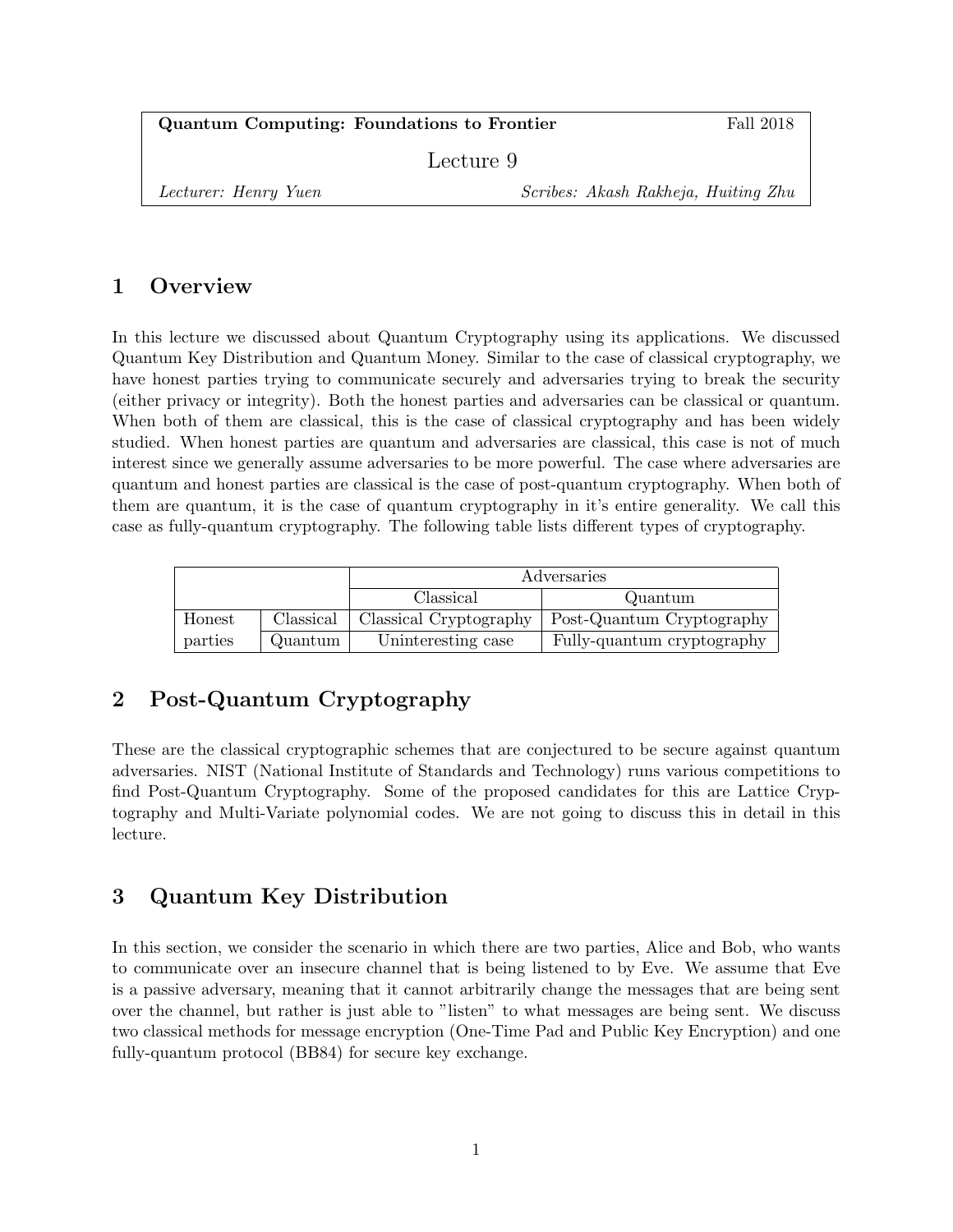**Quantum Computing: Foundations to Frontier** — Fall 2018

# Lecture 9

*Lecturer: Henry Yuen* — *Scribes: Akash Rakheja, Huiting Zhu*

## 1 Overview

In this lecture we discussed about Quantum Cryptography using its applications. We discussed Quantum Key Distribution and Quantum Money. Similar to the case of classical cryptography, we have honest parties trying to communicate securely and adversaries trying to break the security (either privacy or integrity). Both the honest parties and adversaries can be classical or quantum. When both of them are classical, this is the case of classical cryptography and has been widely studied. When honest parties are quantum and adversaries are classical, this case is not of much interest since we generally assume adversaries to be more powerful. The case where adversaries are quantum and honest parties are classical is the case of post-quantum cryptography. When both of them are quantum, it is the case of quantum cryptography in it's entire generality. We call this case as fully-quantum cryptography. The following table lists different types of cryptography.

| | | Adversaries | |
|---|---|---|---|
| | | Classical | Quantum |
| Honest parties | Classical | Classical Cryptography | Post-Quantum Cryptography |
| | Quantum | Uninteresting case | Fully-quantum cryptography |

## 2 Post-Quantum Cryptography

These are the classical cryptographic schemes that are conjectured to be secure against quantum adversaries. NIST (National Institute of Standards and Technology) runs various competitions to find Post-Quantum Cryptography. Some of the proposed candidates for this are Lattice Cryptography and Multi-Variate polynomial codes. We are not going to discuss this in detail in this lecture.

## 3 Quantum Key Distribution

In this section, we consider the scenario in which there are two parties, Alice and Bob, who wants to communicate over an insecure channel that is being listened to by Eve. We assume that Eve is a passive adversary, meaning that it cannot arbitrarily change the messages that are being sent over the channel, but rather is just able to "listen" to what messages are being sent. We discuss two classical methods for message encryption (One-Time Pad and Public Key Encryption) and one fully-quantum protocol (BB84) for secure key exchange.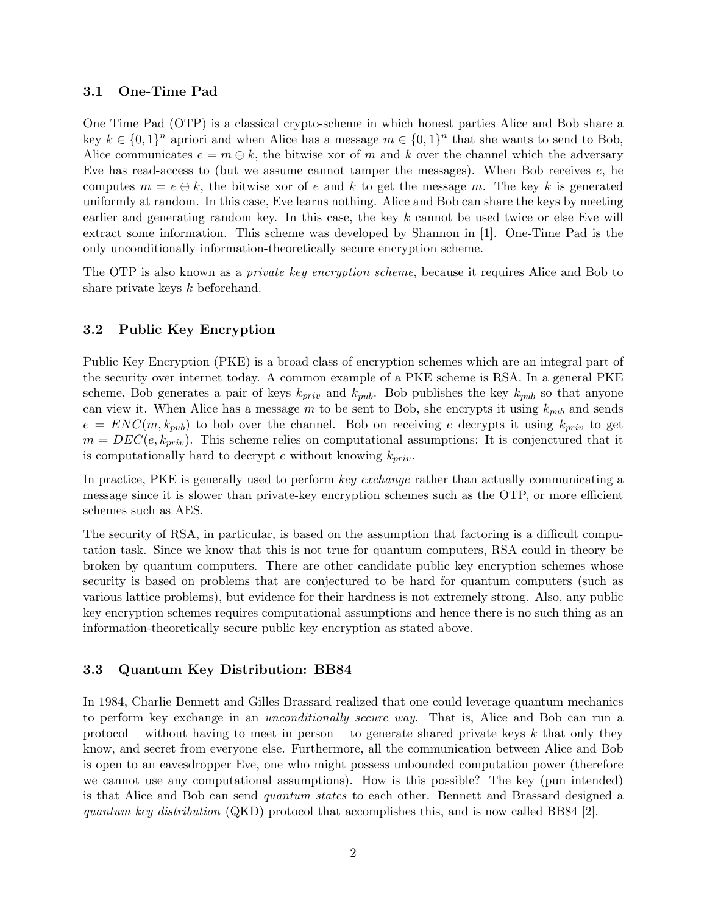### 3.1 One-Time Pad

One Time Pad (OTP) is a classical crypto-scheme in which honest parties Alice and Bob share a key $k \in \{0,1\}^n$ apriori and when Alice has a message $m \in \{0,1\}^n$ that she wants to send to Bob, Alice communicates $e = m \oplus k$, the bitwise xor of $m$ and $k$ over the channel which the adversary Eve has read-access to (but we assume cannot tamper the messages). When Bob receives $e$, he computes $m = e \oplus k$, the bitwise xor of $e$ and $k$ to get the message $m$. The key $k$ is generated uniformly at random. In this case, Eve learns nothing. Alice and Bob can share the keys by meeting earlier and generating random key. In this case, the key $k$ cannot be used twice or else Eve will extract some information. This scheme was developed by Shannon in [1]. One-Time Pad is the only unconditionally information-theoretically secure encryption scheme.

The OTP is also known as a *private key encryption scheme*, because it requires Alice and Bob to share private keys $k$ beforehand.

### 3.2 Public Key Encryption

Public Key Encryption (PKE) is a broad class of encryption schemes which are an integral part of the security over internet today. A common example of a PKE scheme is RSA. In a general PKE scheme, Bob generates a pair of keys $k_{priv}$ and $k_{pub}$. Bob publishes the key $k_{pub}$ so that anyone can view it. When Alice has a message $m$ to be sent to Bob, she encrypts it using $k_{pub}$ and sends $e = ENC(m, k_{pub})$ to bob over the channel. Bob on receiving $e$ decrypts it using $k_{priv}$ to get $m = DEC(e, k_{priv})$. This scheme relies on computational assumptions: It is conjenctured that it is computationally hard to decrypt $e$ without knowing $k_{priv}$.

In practice, PKE is generally used to perform *key exchange* rather than actually communicating a message since it is slower than private-key encryption schemes such as the OTP, or more efficient schemes such as AES.

The security of RSA, in particular, is based on the assumption that factoring is a difficult computation task. Since we know that this is not true for quantum computers, RSA could in theory be broken by quantum computers. There are other candidate public key encryption schemes whose security is based on problems that are conjectured to be hard for quantum computers (such as various lattice problems), but evidence for their hardness is not extremely strong. Also, any public key encryption schemes requires computational assumptions and hence there is no such thing as an information-theoretically secure public key encryption as stated above.

### 3.3 Quantum Key Distribution: BB84

In 1984, Charlie Bennett and Gilles Brassard realized that one could leverage quantum mechanics to perform key exchange in an *unconditionally secure way*. That is, Alice and Bob can run a protocol – without having to meet in person – to generate shared private keys $k$ that only they know, and secret from everyone else. Furthermore, all the communication between Alice and Bob is open to an eavesdropper Eve, one who might possess unbounded computation power (therefore we cannot use any computational assumptions). How is this possible? The key (pun intended) is that Alice and Bob can send *quantum states* to each other. Bennett and Brassard designed a *quantum key distribution* (QKD) protocol that accomplishes this, and is now called BB84 [2].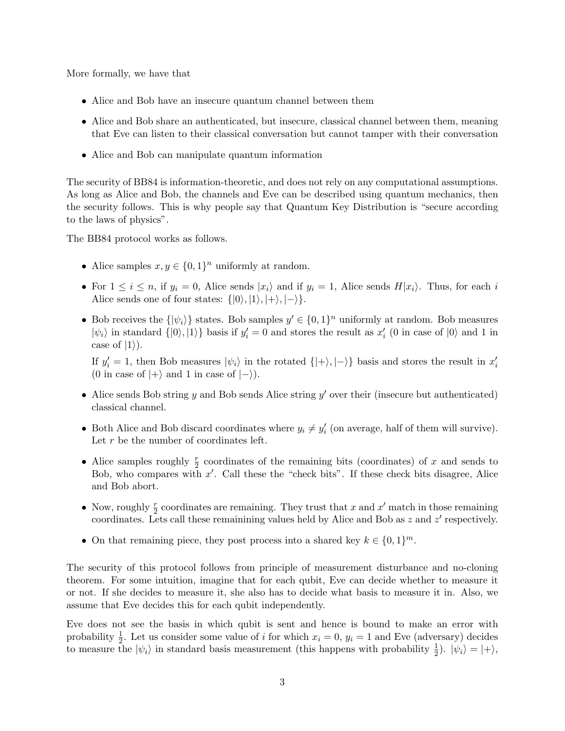More formally, we have that

- Alice and Bob have an insecure quantum channel between them
- Alice and Bob share an authenticated, but insecure, classical channel between them, meaning that Eve can listen to their classical conversation but cannot tamper with their conversation
- Alice and Bob can manipulate quantum information

The security of BB84 is information-theoretic, and does not rely on any computational assumptions. As long as Alice and Bob, the channels and Eve can be described using quantum mechanics, then the security follows. This is why people say that Quantum Key Distribution is "secure according to the laws of physics".

The BB84 protocol works as follows.

- Alice samples $x, y \in \{0,1\}^n$ uniformly at random.
- For $1 \leq i \leq n$, if $y_i = 0$, Alice sends $|x_i\rangle$ and if $y_i = 1$, Alice sends $H|x_i\rangle$. Thus, for each $i$ Alice sends one of four states: $\{|0\rangle, |1\rangle, |+\rangle, |-\rangle\}$.
- Bob receives the $\{|\psi_i\rangle\}$ states. Bob samples $y' \in \{0,1\}^n$ uniformly at random. Bob measures $|\psi_i\rangle$ in standard $\{|0\rangle, |1\rangle\}$ basis if $y'_i = 0$ and stores the result as $x'_i$ (0 in case of $|0\rangle$ and 1 in case of $|1\rangle$).

  If $y'_i = 1$, then Bob measures $|\psi_i\rangle$ in the rotated $\{|+\rangle, |-\rangle\}$ basis and stores the result in $x'_i$ (0 in case of $|+\rangle$ and 1 in case of $|-\rangle$).
- Alice sends Bob string $y$ and Bob sends Alice string $y'$ over their (insecure but authenticated) classical channel.
- Both Alice and Bob discard coordinates where $y_i \neq y'_i$ (on average, half of them will survive). Let $r$ be the number of coordinates left.
- Alice samples roughly $\frac{r}{2}$ coordinates of the remaining bits (coordinates) of $x$ and sends to Bob, who compares with $x'$. Call these the "check bits". If these check bits disagree, Alice and Bob abort.
- Now, roughly $\frac{r}{2}$ coordinates are remaining. They trust that $x$ and $x'$ match in those remaining coordinates. Lets call these remainining values held by Alice and Bob as $z$ and $z'$ respectively.
- On that remaining piece, they post process into a shared key $k \in \{0,1\}^m$.

The security of this protocol follows from principle of measurement disturbance and no-cloning theorem. For some intuition, imagine that for each qubit, Eve can decide whether to measure it or not. If she decides to measure it, she also has to decide what basis to measure it in. Also, we assume that Eve decides this for each qubit independently.

Eve does not see the basis in which qubit is sent and hence is bound to make an error with probability $\frac{1}{2}$. Let us consider some value of $i$ for which $x_i = 0$, $y_i = 1$ and Eve (adversary) decides to measure the $|\psi_i\rangle$ in standard basis measurement (this happens with probability $\frac{1}{2}$). $|\psi_i\rangle = |+\rangle$,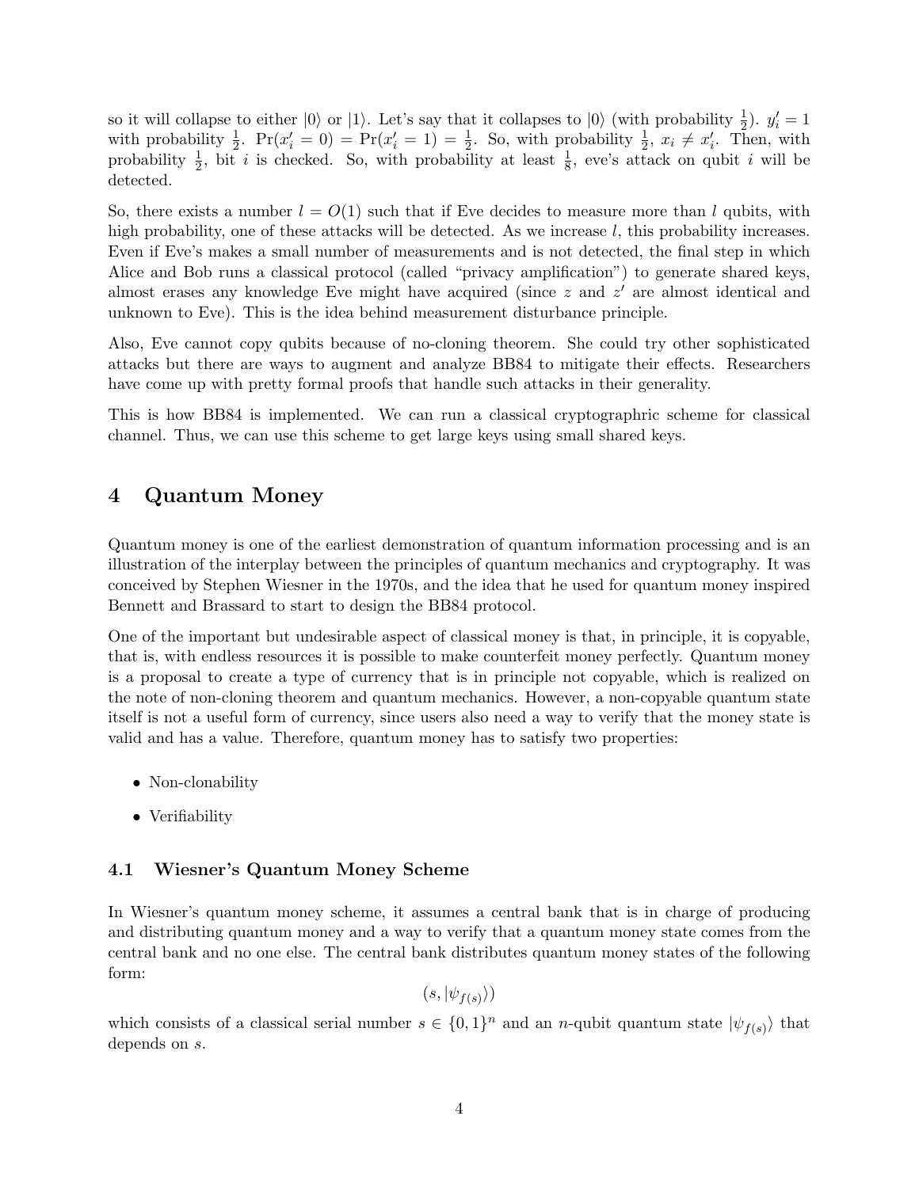so it will collapse to either $|0\rangle$ or $|1\rangle$. Let's say that it collapses to $|0\rangle$ (with probability $\frac{1}{2}$). $y'_i = 1$ with probability $\frac{1}{2}$. $\Pr(x'_i = 0) = \Pr(x'_i = 1) = \frac{1}{2}$. So, with probability $\frac{1}{2}$, $x_i \neq x'_i$. Then, with probability $\frac{1}{2}$, bit $i$ is checked. So, with probability at least $\frac{1}{8}$, eve's attack on qubit $i$ will be detected.

So, there exists a number $l = O(1)$ such that if Eve decides to measure more than $l$ qubits, with high probability, one of these attacks will be detected. As we increase $l$, this probability increases. Even if Eve's makes a small number of measurements and is not detected, the final step in which Alice and Bob runs a classical protocol (called "privacy amplification") to generate shared keys, almost erases any knowledge Eve might have acquired (since $z$ and $z'$ are almost identical and unknown to Eve). This is the idea behind measurement disturbance principle.

Also, Eve cannot copy qubits because of no-cloning theorem. She could try other sophisticated attacks but there are ways to augment and analyze BB84 to mitigate their effects. Researchers have come up with pretty formal proofs that handle such attacks in their generality.

This is how BB84 is implemented. We can run a classical cryptographric scheme for classical channel. Thus, we can use this scheme to get large keys using small shared keys.

## 4 Quantum Money

Quantum money is one of the earliest demonstration of quantum information processing and is an illustration of the interplay between the principles of quantum mechanics and cryptography. It was conceived by Stephen Wiesner in the 1970s, and the idea that he used for quantum money inspired Bennett and Brassard to start to design the BB84 protocol.

One of the important but undesirable aspect of classical money is that, in principle, it is copyable, that is, with endless resources it is possible to make counterfeit money perfectly. Quantum money is a proposal to create a type of currency that is in principle not copyable, which is realized on the note of non-cloning theorem and quantum mechanics. However, a non-copyable quantum state itself is not a useful form of currency, since users also need a way to verify that the money state is valid and has a value. Therefore, quantum money has to satisfy two properties:

- Non-clonability
- Verifiability

### 4.1 Wiesner's Quantum Money Scheme

In Wiesner's quantum money scheme, it assumes a central bank that is in charge of producing and distributing quantum money and a way to verify that a quantum money state comes from the central bank and no one else. The central bank distributes quantum money states of the following form:

$$(s, |\psi_{f(s)}\rangle)$$

which consists of a classical serial number $s \in \{0,1\}^n$ and an $n$-qubit quantum state $|\psi_{f(s)}\rangle$ that depends on $s$.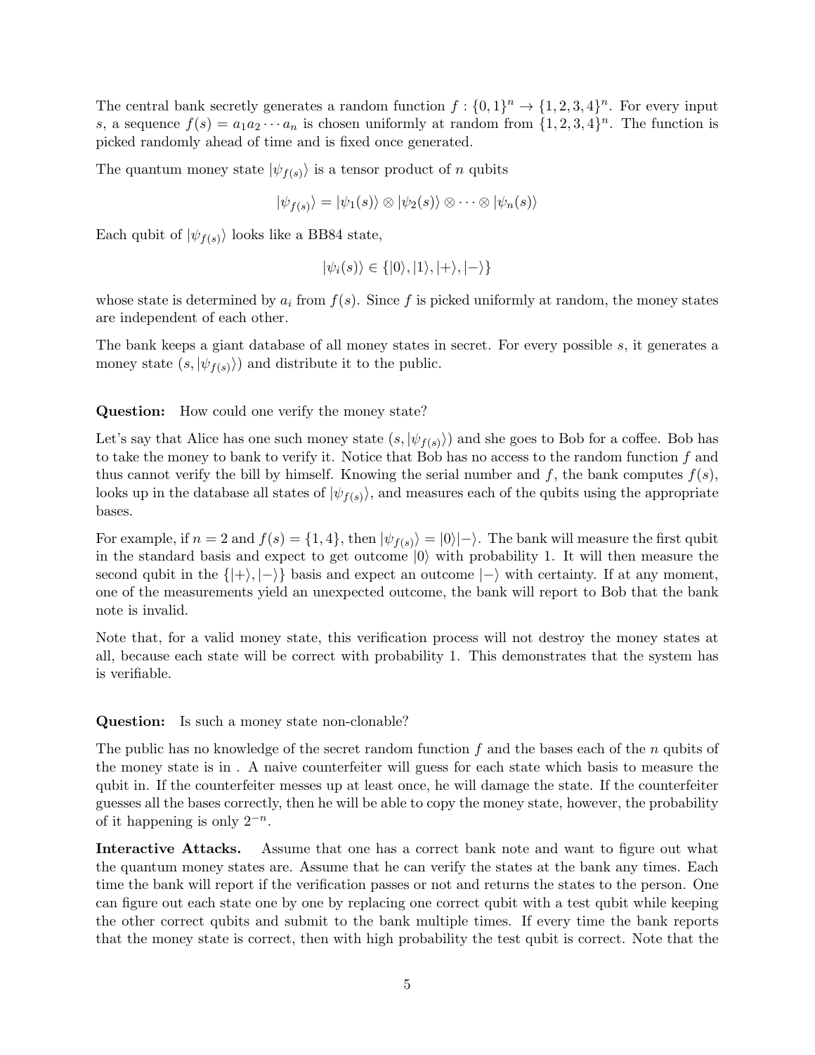The central bank secretly generates a random function $f : \{0,1\}^n \to \{1,2,3,4\}^n$. For every input $s$, a sequence $f(s) = a_1 a_2 \cdots a_n$ is chosen uniformly at random from $\{1,2,3,4\}^n$. The function is picked randomly ahead of time and is fixed once generated.

The quantum money state $|\psi_{f(s)}\rangle$ is a tensor product of $n$ qubits

$$|\psi_{f(s)}\rangle = |\psi_1(s)\rangle \otimes |\psi_2(s)\rangle \otimes \cdots \otimes |\psi_n(s)\rangle$$

Each qubit of $|\psi_{f(s)}\rangle$ looks like a BB84 state,

$$|\psi_i(s)\rangle \in \{|0\rangle, |1\rangle, |+\rangle, |-\rangle\}$$

whose state is determined by $a_i$ from $f(s)$. Since $f$ is picked uniformly at random, the money states are independent of each other.

The bank keeps a giant database of all money states in secret. For every possible $s$, it generates a money state $(s, |\psi_{f(s)}\rangle)$ and distribute it to the public.

**Question:** How could one verify the money state?

Let's say that Alice has one such money state $(s, |\psi_{f(s)}\rangle)$ and she goes to Bob for a coffee. Bob has to take the money to bank to verify it. Notice that Bob has no access to the random function $f$ and thus cannot verify the bill by himself. Knowing the serial number and $f$, the bank computes $f(s)$, looks up in the database all states of $|\psi_{f(s)}\rangle$, and measures each of the qubits using the appropriate bases.

For example, if $n = 2$ and $f(s) = \{1, 4\}$, then $|\psi_{f(s)}\rangle = |0\rangle|-\rangle$. The bank will measure the first qubit in the standard basis and expect to get outcome $|0\rangle$ with probability 1. It will then measure the second qubit in the $\{|+\rangle, |-\rangle\}$ basis and expect an outcome $|-\rangle$ with certainty. If at any moment, one of the measurements yield an unexpected outcome, the bank will report to Bob that the bank note is invalid.

Note that, for a valid money state, this verification process will not destroy the money states at all, because each state will be correct with probability 1. This demonstrates that the system has is verifiable.

**Question:** Is such a money state non-clonable?

The public has no knowledge of the secret random function $f$ and the bases each of the $n$ qubits of the money state is in . A naive counterfeiter will guess for each state which basis to measure the qubit in. If the counterfeiter messes up at least once, he will damage the state. If the counterfeiter guesses all the bases correctly, then he will be able to copy the money state, however, the probability of it happening is only $2^{-n}$.

**Interactive Attacks.** Assume that one has a correct bank note and want to figure out what the quantum money states are. Assume that he can verify the states at the bank any times. Each time the bank will report if the verification passes or not and returns the states to the person. One can figure out each state one by one by replacing one correct qubit with a test qubit while keeping the other correct qubits and submit to the bank multiple times. If every time the bank reports that the money state is correct, then with high probability the test qubit is correct. Note that the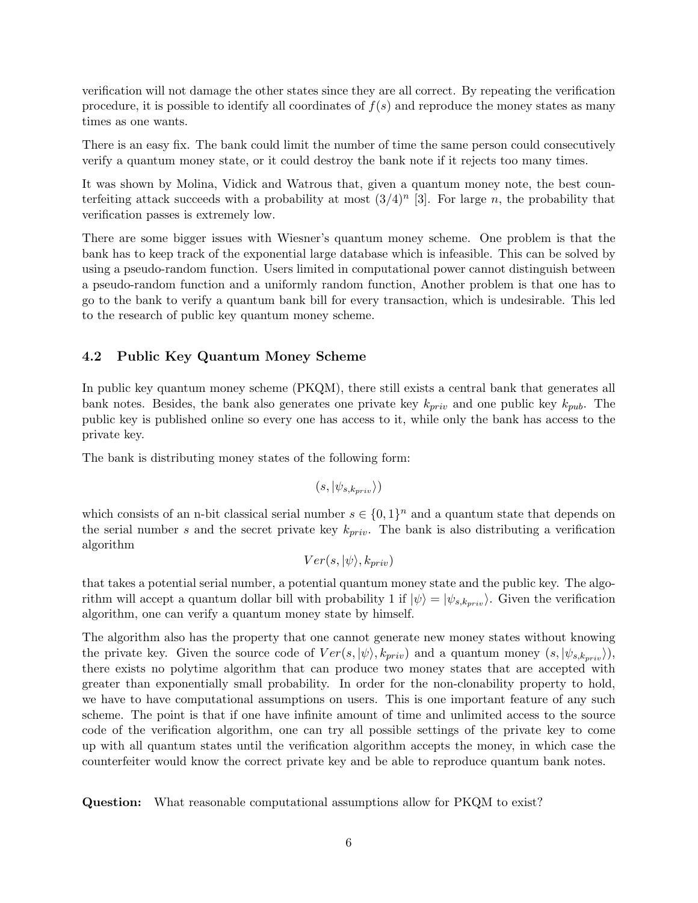verification will not damage the other states since they are all correct. By repeating the verification procedure, it is possible to identify all coordinates of $f(s)$ and reproduce the money states as many times as one wants.

There is an easy fix. The bank could limit the number of time the same person could consecutively verify a quantum money state, or it could destroy the bank note if it rejects too many times.

It was shown by Molina, Vidick and Watrous that, given a quantum money note, the best counterfeiting attack succeeds with a probability at most $(3/4)^n$ [3]. For large $n$, the probability that verification passes is extremely low.

There are some bigger issues with Wiesner's quantum money scheme. One problem is that the bank has to keep track of the exponential large database which is infeasible. This can be solved by using a pseudo-random function. Users limited in computational power cannot distinguish between a pseudo-random function and a uniformly random function, Another problem is that one has to go to the bank to verify a quantum bank bill for every transaction, which is undesirable. This led to the research of public key quantum money scheme.

### 4.2 Public Key Quantum Money Scheme

In public key quantum money scheme (PKQM), there still exists a central bank that generates all bank notes. Besides, the bank also generates one private key $k_{priv}$ and one public key $k_{pub}$. The public key is published online so every one has access to it, while only the bank has access to the private key.

The bank is distributing money states of the following form:

$$(s, |\psi_{s,k_{priv}}\rangle)$$

which consists of an n-bit classical serial number $s \in \{0,1\}^n$ and a quantum state that depends on the serial number $s$ and the secret private key $k_{priv}$. The bank is also distributing a verification algorithm

$$Ver(s, |\psi\rangle, k_{priv})$$

that takes a potential serial number, a potential quantum money state and the public key. The algorithm will accept a quantum dollar bill with probability 1 if $|\psi\rangle = |\psi_{s,k_{priv}}\rangle$. Given the verification algorithm, one can verify a quantum money state by himself.

The algorithm also has the property that one cannot generate new money states without knowing the private key. Given the source code of $Ver(s, |\psi\rangle, k_{priv})$ and a quantum money $(s, |\psi_{s,k_{priv}}\rangle)$, there exists no polytime algorithm that can produce two money states that are accepted with greater than exponentially small probability. In order for the non-clonability property to hold, we have to have computational assumptions on users. This is one important feature of any such scheme. The point is that if one have infinite amount of time and unlimited access to the source code of the verification algorithm, one can try all possible settings of the private key to come up with all quantum states until the verification algorithm accepts the money, in which case the counterfeiter would know the correct private key and be able to reproduce quantum bank notes.

**Question:** What reasonable computational assumptions allow for PKQM to exist?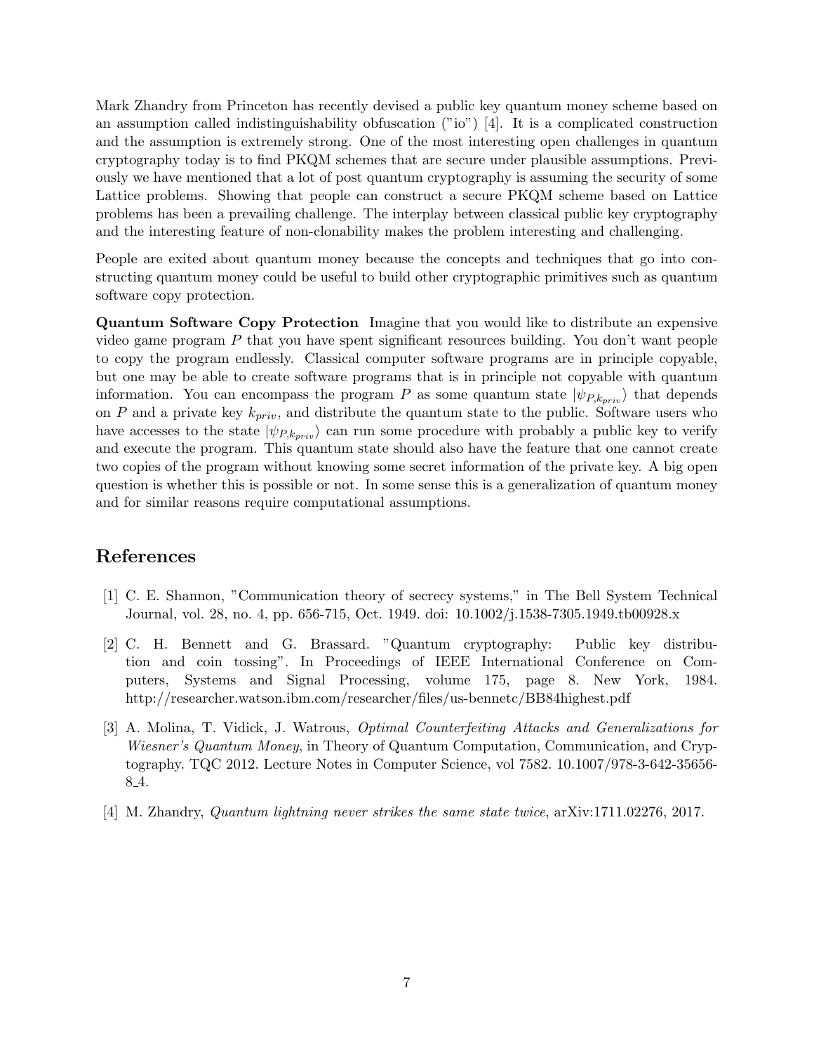Mark Zhandry from Princeton has recently devised a public key quantum money scheme based on an assumption called indistinguishability obfuscation ("io") [4]. It is a complicated construction and the assumption is extremely strong. One of the most interesting open challenges in quantum cryptography today is to find PKQM schemes that are secure under plausible assumptions. Previously we have mentioned that a lot of post quantum cryptography is assuming the security of some Lattice problems. Showing that people can construct a secure PKQM scheme based on Lattice problems has been a prevailing challenge. The interplay between classical public key cryptography and the interesting feature of non-clonability makes the problem interesting and challenging.

People are exited about quantum money because the concepts and techniques that go into constructing quantum money could be useful to build other cryptographic primitives such as quantum software copy protection.

**Quantum Software Copy Protection** Imagine that you would like to distribute an expensive video game program $P$ that you have spent significant resources building. You don't want people to copy the program endlessly. Classical computer software programs are in principle copyable, but one may be able to create software programs that is in principle not copyable with quantum information. You can encompass the program $P$ as some quantum state $|\psi_{P,k_{priv}}\rangle$ that depends on $P$ and a private key $k_{priv}$, and distribute the quantum state to the public. Software users who have accesses to the state $|\psi_{P,k_{priv}}\rangle$ can run some procedure with probably a public key to verify and execute the program. This quantum state should also have the feature that one cannot create two copies of the program without knowing some secret information of the private key. A big open question is whether this is possible or not. In some sense this is a generalization of quantum money and for similar reasons require computational assumptions.

## References

[1] C. E. Shannon, "Communication theory of secrecy systems," in The Bell System Technical Journal, vol. 28, no. 4, pp. 656-715, Oct. 1949. doi: 10.1002/j.1538-7305.1949.tb00928.x

[2] C. H. Bennett and G. Brassard. "Quantum cryptography: Public key distribution and coin tossing". In Proceedings of IEEE International Conference on Computers, Systems and Signal Processing, volume 175, page 8. New York, 1984. http://researcher.watson.ibm.com/researcher/files/us-bennetc/BB84highest.pdf

[3] A. Molina, T. Vidick, J. Watrous, *Optimal Counterfeiting Attacks and Generalizations for Wiesner's Quantum Money*, in Theory of Quantum Computation, Communication, and Cryptography. TQC 2012. Lecture Notes in Computer Science, vol 7582. 10.1007/978-3-642-35656-8_4.

[4] M. Zhandry, *Quantum lightning never strikes the same state twice*, arXiv:1711.02276, 2017.